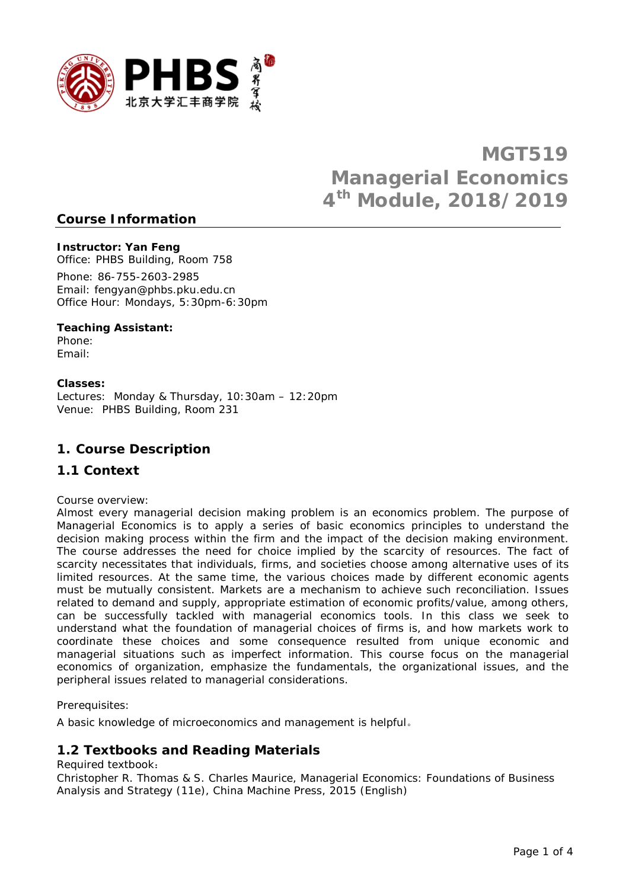# MGT519
# Managerial Economics
# 4th Module, 2018/2019

## Course Information

**Instructor: Yan Feng**
Office: PHBS Building, Room 758

Phone: 86-755-2603-2985
Email: fengyan@phbs.pku.edu.cn
Office Hour: Mondays, 5:30pm-6:30pm

**Teaching Assistant:**
Phone:
Email:

**Classes:**
Lectures: Monday & Thursday, 10:30am – 12:20pm
Venue: PHBS Building, Room 231

## 1. Course Description

### 1.1 Context

Course overview:
Almost every managerial decision making problem is an economics problem. The purpose of Managerial Economics is to apply a series of basic economics principles to understand the decision making process within the firm and the impact of the decision making environment. The course addresses the need for choice implied by the scarcity of resources. The fact of scarcity necessitates that individuals, firms, and societies choose among alternative uses of its limited resources. At the same time, the various choices made by different economic agents must be mutually consistent. Markets are a mechanism to achieve such reconciliation. Issues related to demand and supply, appropriate estimation of economic profits/value, among others, can be successfully tackled with managerial economics tools. In this class we seek to understand what the foundation of managerial choices of firms is, and how markets work to coordinate these choices and some consequence resulted from unique economic and managerial situations such as imperfect information. This course focus on the managerial economics of organization, emphasize the fundamentals, the organizational issues, and the peripheral issues related to managerial considerations.

Prerequisites:

A basic knowledge of microeconomics and management is helpful。

### 1.2 Textbooks and Reading Materials

Required textbook：
Christopher R. Thomas & S. Charles Maurice, Managerial Economics: Foundations of Business Analysis and Strategy (11e), China Machine Press, 2015 (English)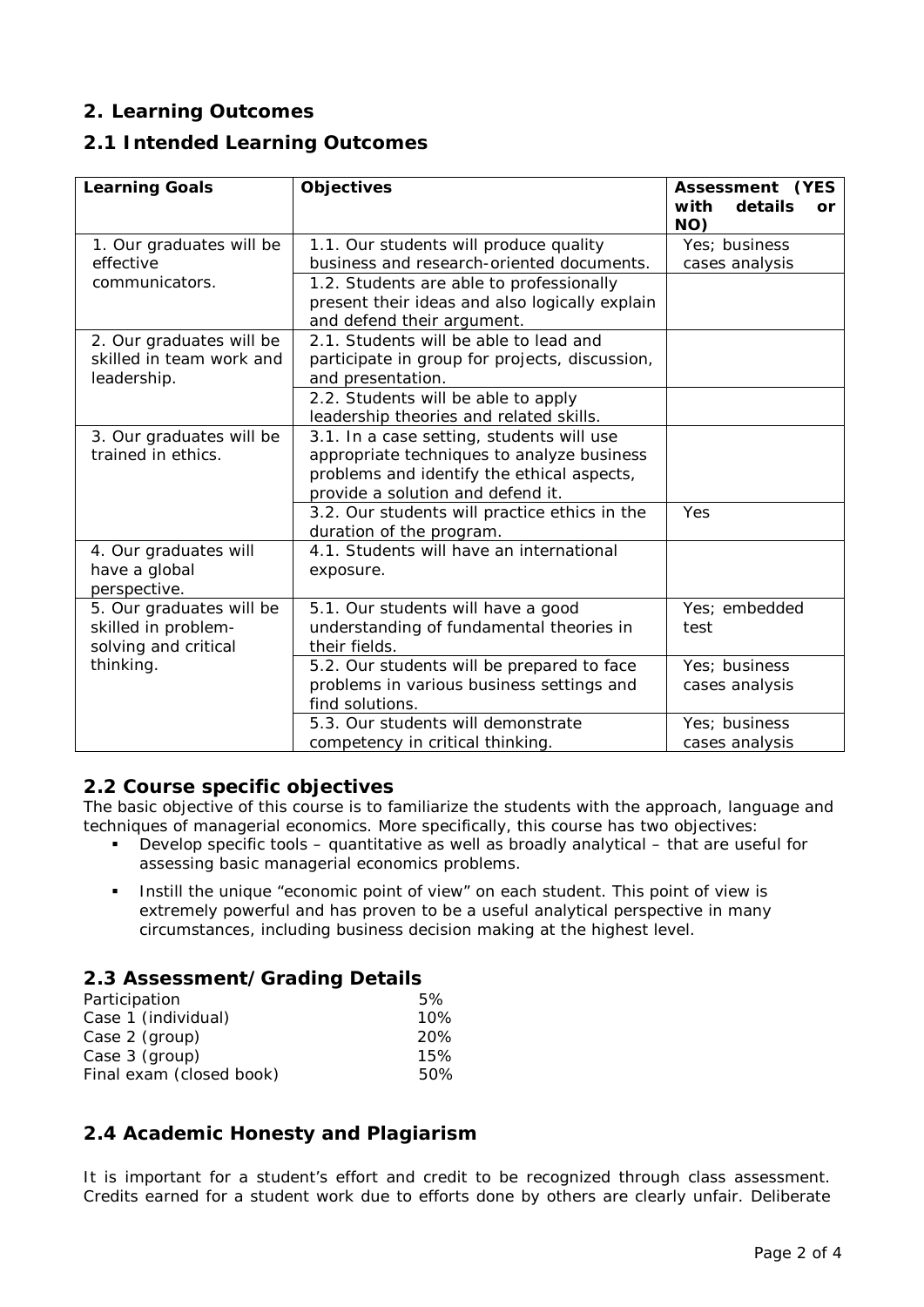## 2. Learning Outcomes

## 2.1 Intended Learning Outcomes

| Learning Goals | Objectives | Assessment (YES with details or NO) |
|---|---|---|
| 1. Our graduates will be effective communicators. | 1.1. Our students will produce quality business and research-oriented documents. | Yes; business cases analysis |
| | 1.2. Students are able to professionally present their ideas and also logically explain and defend their argument. | |
| 2. Our graduates will be skilled in team work and leadership. | 2.1. Students will be able to lead and participate in group for projects, discussion, and presentation. | |
| | 2.2. Students will be able to apply leadership theories and related skills. | |
| 3. Our graduates will be trained in ethics. | 3.1. In a case setting, students will use appropriate techniques to analyze business problems and identify the ethical aspects, provide a solution and defend it. | |
| | 3.2. Our students will practice ethics in the duration of the program. | Yes |
| 4. Our graduates will have a global perspective. | 4.1. Students will have an international exposure. | |
| 5. Our graduates will be skilled in problem-solving and critical thinking. | 5.1. Our students will have a good understanding of fundamental theories in their fields. | Yes; embedded test |
| | 5.2. Our students will be prepared to face problems in various business settings and find solutions. | Yes; business cases analysis |
| | 5.3. Our students will demonstrate competency in critical thinking. | Yes; business cases analysis |

## 2.2 Course specific objectives

The basic objective of this course is to familiarize the students with the approach, language and techniques of managerial economics. More specifically, this course has two objectives:

- Develop specific tools – quantitative as well as broadly analytical – that are useful for assessing basic managerial economics problems.
- Instill the unique "economic point of view" on each student. This point of view is extremely powerful and has proven to be a useful analytical perspective in many circumstances, including business decision making at the highest level.

## 2.3 Assessment/Grading Details

| | |
|---|---|
| Participation | 5% |
| Case 1 (individual) | 10% |
| Case 2 (group) | 20% |
| Case 3 (group) | 15% |
| Final exam (closed book) | 50% |

## 2.4 Academic Honesty and Plagiarism

It is important for a student's effort and credit to be recognized through class assessment. Credits earned for a student work due to efforts done by others are clearly unfair. Deliberate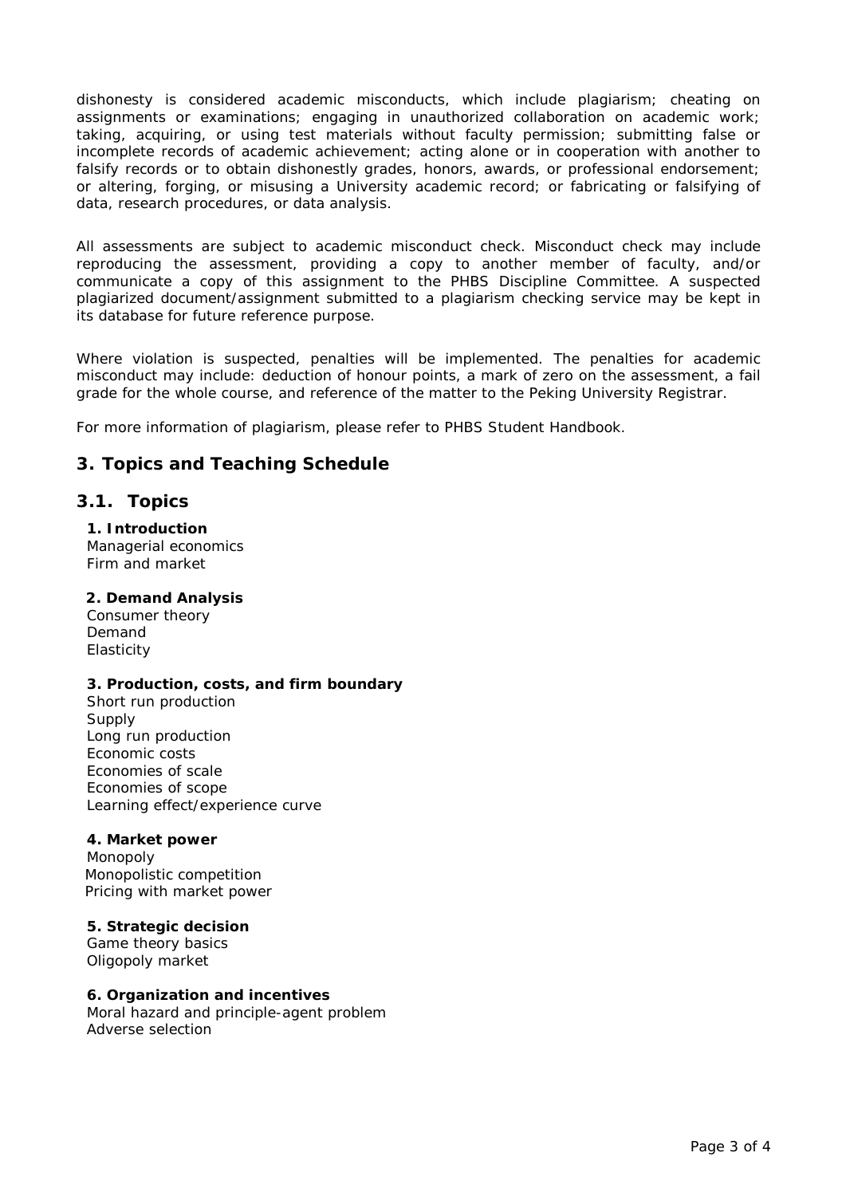dishonesty is considered academic misconducts, which include plagiarism; cheating on assignments or examinations; engaging in unauthorized collaboration on academic work; taking, acquiring, or using test materials without faculty permission; submitting false or incomplete records of academic achievement; acting alone or in cooperation with another to falsify records or to obtain dishonestly grades, honors, awards, or professional endorsement; or altering, forging, or misusing a University academic record; or fabricating or falsifying of data, research procedures, or data analysis.

All assessments are subject to academic misconduct check. Misconduct check may include reproducing the assessment, providing a copy to another member of faculty, and/or communicate a copy of this assignment to the PHBS Discipline Committee. A suspected plagiarized document/assignment submitted to a plagiarism checking service may be kept in its database for future reference purpose.

Where violation is suspected, penalties will be implemented. The penalties for academic misconduct may include: deduction of honour points, a mark of zero on the assessment, a fail grade for the whole course, and reference of the matter to the Peking University Registrar.

For more information of plagiarism, please refer to PHBS Student Handbook.

## 3. Topics and Teaching Schedule

### 3.1. Topics

**1. Introduction**
Managerial economics
Firm and market

**2. Demand Analysis**
Consumer theory
Demand
Elasticity

**3. Production, costs, and firm boundary**
Short run production
Supply
Long run production
Economic costs
Economies of scale
Economies of scope
Learning effect/experience curve

**4. Market power**
Monopoly
Monopolistic competition
Pricing with market power

**5. Strategic decision**
Game theory basics
Oligopoly market

**6. Organization and incentives**
Moral hazard and principle-agent problem
Adverse selection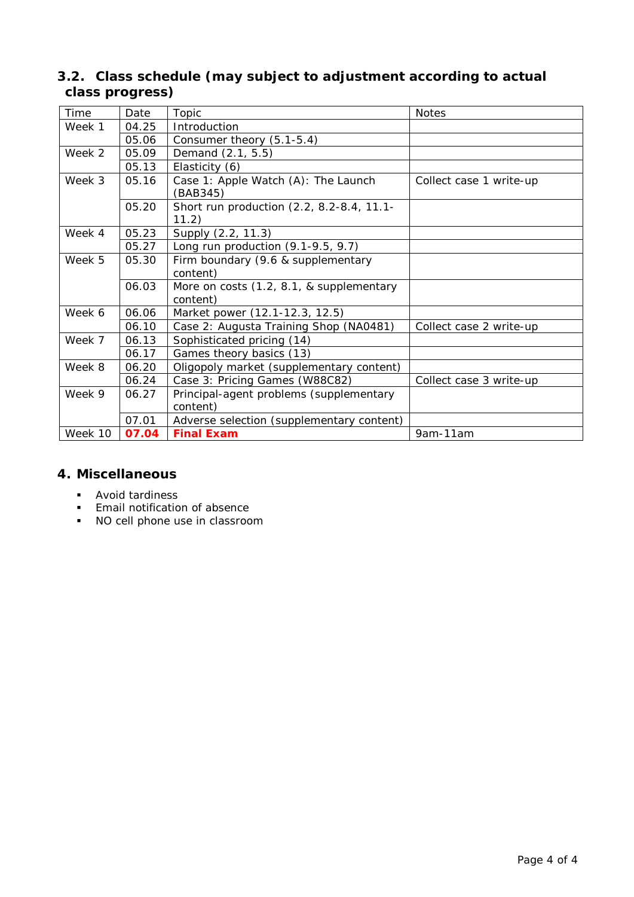### 3.2. Class schedule (may subject to adjustment according to actual class progress)

| Time | Date | Topic | Notes |
|---|---|---|---|
| Week 1 | 04.25 | Introduction | |
| | 05.06 | Consumer theory (5.1-5.4) | |
| Week 2 | 05.09 | Demand (2.1, 5.5) | |
| | 05.13 | Elasticity (6) | |
| Week 3 | 05.16 | Case 1: Apple Watch (A): The Launch (BAB345) | Collect case 1 write-up |
| | 05.20 | Short run production (2.2, 8.2-8.4, 11.1-11.2) | |
| Week 4 | 05.23 | Supply (2.2, 11.3) | |
| | 05.27 | Long run production (9.1-9.5, 9.7) | |
| Week 5 | 05.30 | Firm boundary (9.6 & supplementary content) | |
| | 06.03 | More on costs (1.2, 8.1, & supplementary content) | |
| Week 6 | 06.06 | Market power (12.1-12.3, 12.5) | |
| | 06.10 | Case 2: Augusta Training Shop (NA0481) | Collect case 2 write-up |
| Week 7 | 06.13 | Sophisticated pricing (14) | |
| | 06.17 | Games theory basics (13) | |
| Week 8 | 06.20 | Oligopoly market (supplementary content) | |
| | 06.24 | Case 3: Pricing Games (W88C82) | Collect case 3 write-up |
| Week 9 | 06.27 | Principal-agent problems (supplementary content) | |
| | 07.01 | Adverse selection (supplementary content) | |
| Week 10 | **07.04** | **Final Exam** | 9am-11am |

## 4. Miscellaneous

- Avoid tardiness
- Email notification of absence
- NO cell phone use in classroom